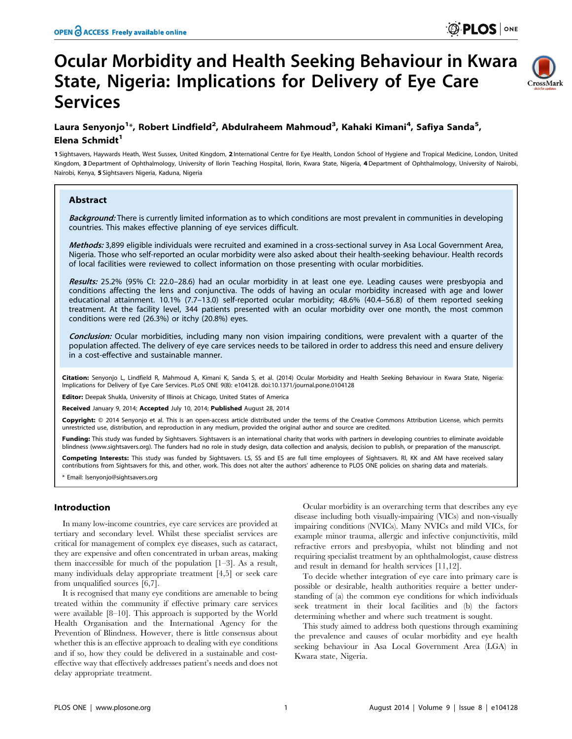# Ocular Morbidity and Health Seeking Behaviour in Kwara State, Nigeria: Implications for Delivery of Eye Care Services

**Laura Senyonjo[1]*, Robert Lindfield[2], Abdulraheem Mahmoud[3], Kahaki Kimani[4], Safiya Sanda[5], Elena Schmidt[1]**

1 Sightsavers, Haywards Heath, West Sussex, United Kingdom, 2 International Centre for Eye Health, London School of Hygiene and Tropical Medicine, London, United Kingdom, 3 Department of Ophthalmology, University of Ilorin Teaching Hospital, Ilorin, Kwara State, Nigeria, 4 Department of Ophthalmology, University of Nairobi, Nairobi, Kenya, 5 Sightsavers Nigeria, Kaduna, Nigeria

## Abstract

***Background:*** There is currently limited information as to which conditions are most prevalent in communities in developing countries. This makes effective planning of eye services difficult.

***Methods:*** 3,899 eligible individuals were recruited and examined in a cross-sectional survey in Asa Local Government Area, Nigeria. Those who self-reported an ocular morbidity were also asked about their health-seeking behaviour. Health records of local facilities were reviewed to collect information on those presenting with ocular morbidities.

***Results:*** 25.2% (95% CI: 22.0–28.6) had an ocular morbidity in at least one eye. Leading causes were presbyopia and conditions affecting the lens and conjunctiva. The odds of having an ocular morbidity increased with age and lower educational attainment. 10.1% (7.7–13.0) self-reported ocular morbidity; 48.6% (40.4–56.8) of them reported seeking treatment. At the facility level, 344 patients presented with an ocular morbidity over one month, the most common conditions were red (26.3%) or itchy (20.8%) eyes.

***Conclusion:*** Ocular morbidities, including many non vision impairing conditions, were prevalent with a quarter of the population affected. The delivery of eye care services needs to be tailored in order to address this need and ensure delivery in a cost-effective and sustainable manner.

**Citation:** Senyonjo L, Lindfield R, Mahmoud A, Kimani K, Sanda S, et al. (2014) Ocular Morbidity and Health Seeking Behaviour in Kwara State, Nigeria: Implications for Delivery of Eye Care Services. PLoS ONE 9(8): e104128. doi:10.1371/journal.pone.0104128

**Editor:** Deepak Shukla, University of Illinois at Chicago, United States of America

**Received** January 9, 2014; **Accepted** July 10, 2014; **Published** August 28, 2014

**Copyright:** © 2014 Senyonjo et al. This is an open-access article distributed under the terms of the Creative Commons Attribution License, which permits unrestricted use, distribution, and reproduction in any medium, provided the original author and source are credited.

**Funding:** This study was funded by Sightsavers. Sightsavers is an international charity that works with partners in developing countries to eliminate avoidable blindness (www.sightsavers.org). The funders had no role in study design, data collection and analysis, decision to publish, or preparation of the manuscript.

**Competing Interests:** This study was funded by Sightsavers. LS, SS and ES are full time employees of Sightsavers. Rl, KK and AM have received salary contributions from Sightsavers for this, and other, work. This does not alter the authors' adherence to PLOS ONE policies on sharing data and materials.

* Email: lsenyonjo@sightsavers.org

## Introduction

In many low-income countries, eye care services are provided at tertiary and secondary level. Whilst these specialist services are critical for management of complex eye diseases, such as cataract, they are expensive and often concentrated in urban areas, making them inaccessible for much of the population [1–3]. As a result, many individuals delay appropriate treatment [4,5] or seek care from unqualified sources [6,7].

It is recognised that many eye conditions are amenable to being treated within the community if effective primary care services were available [8–10]. This approach is supported by the World Health Organisation and the International Agency for the Prevention of Blindness. However, there is little consensus about whether this is an effective approach to dealing with eye conditions and if so, how they could be delivered in a sustainable and cost-effective way that effectively addresses patient's needs and does not delay appropriate treatment.

Ocular morbidity is an overarching term that describes any eye disease including both visually-impairing (VICs) and non-visually impairing conditions (NVICs). Many NVICs and mild VICs, for example minor trauma, allergic and infective conjunctivitis, mild refractive errors and presbyopia, whilst not blinding and not requiring specialist treatment by an ophthalmologist, cause distress and result in demand for health services [11,12].

To decide whether integration of eye care into primary care is possible or desirable, health authorities require a better understanding of (a) the common eye conditions for which individuals seek treatment in their local facilities and (b) the factors determining whether and where such treatment is sought.

This study aimed to address both questions through examining the prevalence and causes of ocular morbidity and eye health seeking behaviour in Asa Local Government Area (LGA) in Kwara state, Nigeria.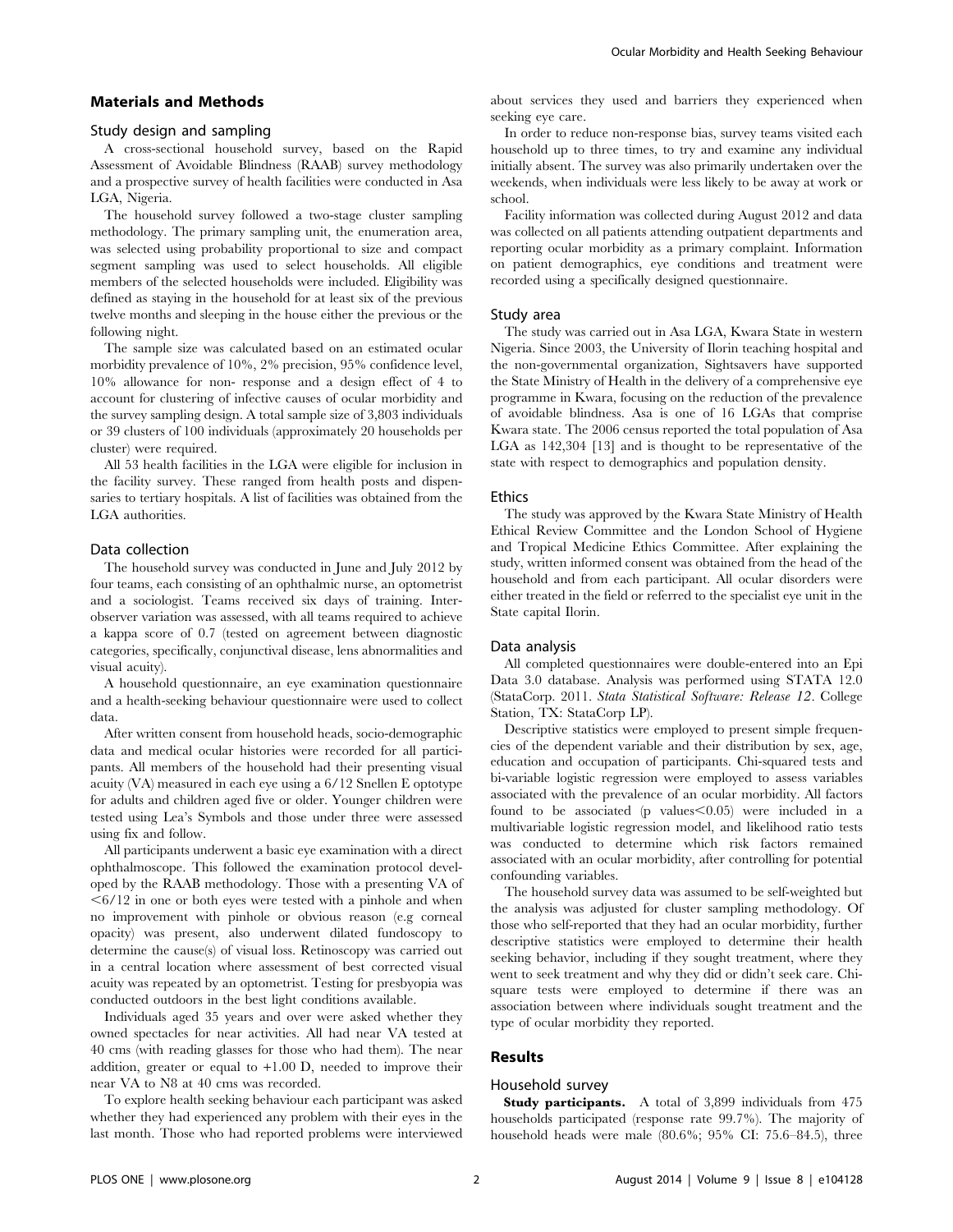## Materials and Methods

### Study design and sampling

A cross-sectional household survey, based on the Rapid Assessment of Avoidable Blindness (RAAB) survey methodology and a prospective survey of health facilities were conducted in Asa LGA, Nigeria.

The household survey followed a two-stage cluster sampling methodology. The primary sampling unit, the enumeration area, was selected using probability proportional to size and compact segment sampling was used to select households. All eligible members of the selected households were included. Eligibility was defined as staying in the household for at least six of the previous twelve months and sleeping in the house either the previous or the following night.

The sample size was calculated based on an estimated ocular morbidity prevalence of 10%, 2% precision, 95% confidence level, 10% allowance for non- response and a design effect of 4 to account for clustering of infective causes of ocular morbidity and the survey sampling design. A total sample size of 3,803 individuals or 39 clusters of 100 individuals (approximately 20 households per cluster) were required.

All 53 health facilities in the LGA were eligible for inclusion in the facility survey. These ranged from health posts and dispensaries to tertiary hospitals. A list of facilities was obtained from the LGA authorities.

### Data collection

The household survey was conducted in June and July 2012 by four teams, each consisting of an ophthalmic nurse, an optometrist and a sociologist. Teams received six days of training. Inter-observer variation was assessed, with all teams required to achieve a kappa score of 0.7 (tested on agreement between diagnostic categories, specifically, conjunctival disease, lens abnormalities and visual acuity).

A household questionnaire, an eye examination questionnaire and a health-seeking behaviour questionnaire were used to collect data.

After written consent from household heads, socio-demographic data and medical ocular histories were recorded for all participants. All members of the household had their presenting visual acuity (VA) measured in each eye using a 6/12 Snellen E optotype for adults and children aged five or older. Younger children were tested using Lea's Symbols and those under three were assessed using fix and follow.

All participants underwent a basic eye examination with a direct ophthalmoscope. This followed the examination protocol developed by the RAAB methodology. Those with a presenting VA of <6/12 in one or both eyes were tested with a pinhole and when no improvement with pinhole or obvious reason (e.g corneal opacity) was present, also underwent dilated fundoscopy to determine the cause(s) of visual loss. Retinoscopy was carried out in a central location where assessment of best corrected visual acuity was repeated by an optometrist. Testing for presbyopia was conducted outdoors in the best light conditions available.

Individuals aged 35 years and over were asked whether they owned spectacles for near activities. All had near VA tested at 40 cms (with reading glasses for those who had them). The near addition, greater or equal to +1.00 D, needed to improve their near VA to N8 at 40 cms was recorded.

To explore health seeking behaviour each participant was asked whether they had experienced any problem with their eyes in the last month. Those who had reported problems were interviewed about services they used and barriers they experienced when seeking eye care.

In order to reduce non-response bias, survey teams visited each household up to three times, to try and examine any individual initially absent. The survey was also primarily undertaken over the weekends, when individuals were less likely to be away at work or school.

Facility information was collected during August 2012 and data was collected on all patients attending outpatient departments and reporting ocular morbidity as a primary complaint. Information on patient demographics, eye conditions and treatment were recorded using a specifically designed questionnaire.

### Study area

The study was carried out in Asa LGA, Kwara State in western Nigeria. Since 2003, the University of Ilorin teaching hospital and the non-governmental organization, Sightsavers have supported the State Ministry of Health in the delivery of a comprehensive eye programme in Kwara, focusing on the reduction of the prevalence of avoidable blindness. Asa is one of 16 LGAs that comprise Kwara state. The 2006 census reported the total population of Asa LGA as 142,304 [13] and is thought to be representative of the state with respect to demographics and population density.

### Ethics

The study was approved by the Kwara State Ministry of Health Ethical Review Committee and the London School of Hygiene and Tropical Medicine Ethics Committee. After explaining the study, written informed consent was obtained from the head of the household and from each participant. All ocular disorders were either treated in the field or referred to the specialist eye unit in the State capital Ilorin.

### Data analysis

All completed questionnaires were double-entered into an Epi Data 3.0 database. Analysis was performed using STATA 12.0 (StataCorp. 2011. *Stata Statistical Software: Release 12*. College Station, TX: StataCorp LP).

Descriptive statistics were employed to present simple frequencies of the dependent variable and their distribution by sex, age, education and occupation of participants. Chi-squared tests and bi-variable logistic regression were employed to assess variables associated with the prevalence of an ocular morbidity. All factors found to be associated (p values$<0.05$) were included in a multivariable logistic regression model, and likelihood ratio tests was conducted to determine which risk factors remained associated with an ocular morbidity, after controlling for potential confounding variables.

The household survey data was assumed to be self-weighted but the analysis was adjusted for cluster sampling methodology. Of those who self-reported that they had an ocular morbidity, further descriptive statistics were employed to determine their health seeking behavior, including if they sought treatment, where they went to seek treatment and why they did or didn't seek care. Chi-square tests were employed to determine if there was an association between where individuals sought treatment and the type of ocular morbidity they reported.

## Results

### Household survey

**Study participants.** A total of 3,899 individuals from 475 households participated (response rate 99.7%). The majority of household heads were male (80.6%; 95% CI: 75.6–84.5), three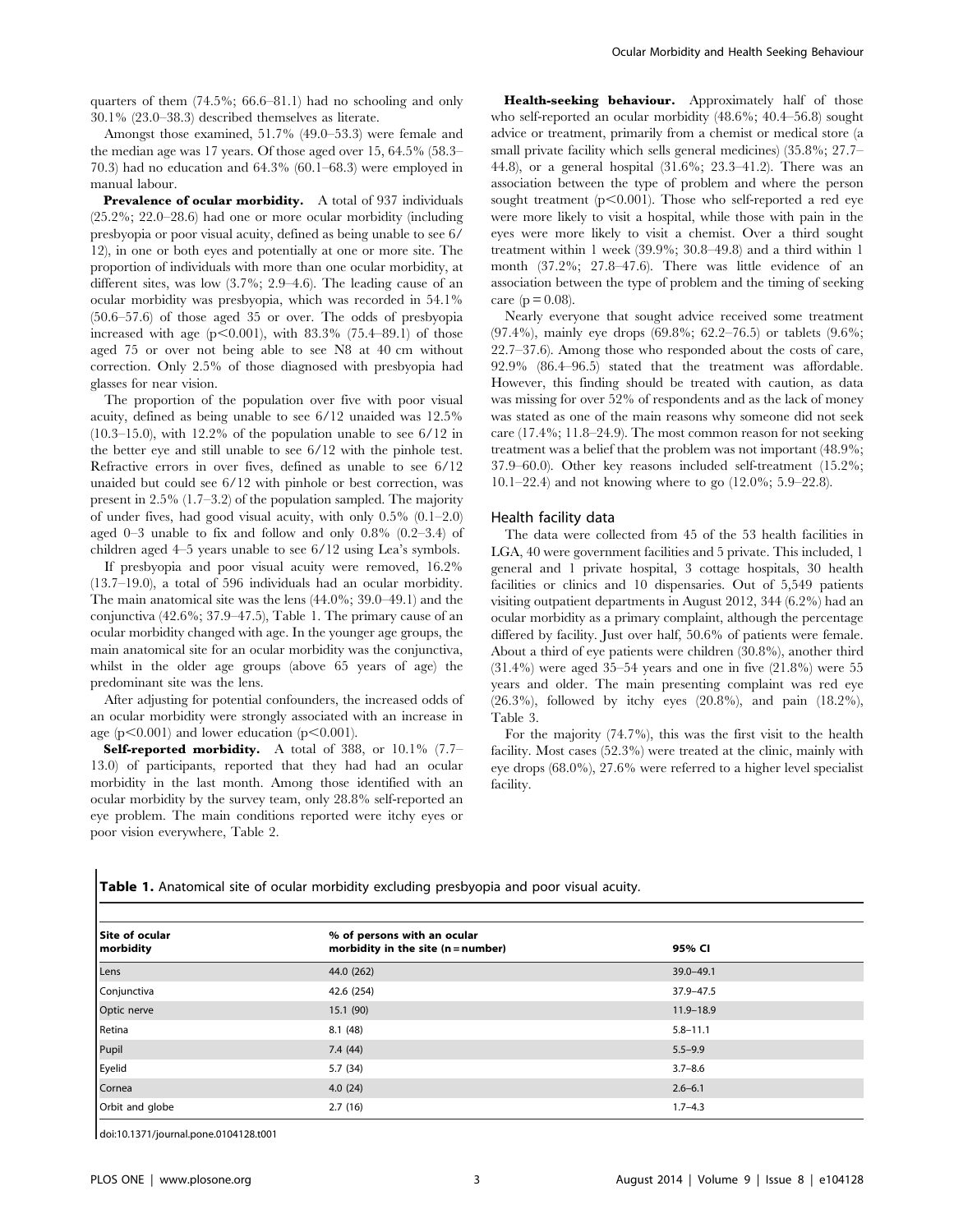quarters of them (74.5%; 66.6–81.1) had no schooling and only 30.1% (23.0–38.3) described themselves as literate.

Amongst those examined, 51.7% (49.0–53.3) were female and the median age was 17 years. Of those aged over 15, 64.5% (58.3–70.3) had no education and 64.3% (60.1–68.3) were employed in manual labour.

**Prevalence of ocular morbidity.** A total of 937 individuals (25.2%; 22.0–28.6) had one or more ocular morbidity (including presbyopia or poor visual acuity, defined as being unable to see 6/12), in one or both eyes and potentially at one or more site. The proportion of individuals with more than one ocular morbidity, at different sites, was low (3.7%; 2.9–4.6). The leading cause of an ocular morbidity was presbyopia, which was recorded in 54.1% (50.6–57.6) of those aged 35 or over. The odds of presbyopia increased with age ($p<0.001$), with 83.3% (75.4–89.1) of those aged 75 or over not being able to see N8 at 40 cm without correction. Only 2.5% of those diagnosed with presbyopia had glasses for near vision.

The proportion of the population over five with poor visual acuity, defined as being unable to see 6/12 unaided was 12.5% (10.3–15.0), with 12.2% of the population unable to see 6/12 in the better eye and still unable to see 6/12 with the pinhole test. Refractive errors in over fives, defined as unable to see 6/12 unaided but could see 6/12 with pinhole or best correction, was present in 2.5% (1.7–3.2) of the population sampled. The majority of under fives, had good visual acuity, with only 0.5% (0.1–2.0) aged 0–3 unable to fix and follow and only 0.8% (0.2–3.4) of children aged 4–5 years unable to see 6/12 using Lea's symbols.

If presbyopia and poor visual acuity were removed, 16.2% (13.7–19.0), a total of 596 individuals had an ocular morbidity. The main anatomical site was the lens (44.0%; 39.0–49.1) and the conjunctiva (42.6%; 37.9–47.5), Table 1. The primary cause of an ocular morbidity changed with age. In the younger age groups, the main anatomical site for an ocular morbidity was the conjunctiva, whilst in the older age groups (above 65 years of age) the predominant site was the lens.

After adjusting for potential confounders, the increased odds of an ocular morbidity were strongly associated with an increase in age ($p<0.001$) and lower education ($p<0.001$).

**Self-reported morbidity.** A total of 388, or 10.1% (7.7–13.0) of participants, reported that they had had an ocular morbidity in the last month. Among those identified with an ocular morbidity by the survey team, only 28.8% self-reported an eye problem. The main conditions reported were itchy eyes or poor vision everywhere, Table 2.

**Health-seeking behaviour.** Approximately half of those who self-reported an ocular morbidity (48.6%; 40.4–56.8) sought advice or treatment, primarily from a chemist or medical store (a small private facility which sells general medicines) (35.8%; 27.7–44.8), or a general hospital (31.6%; 23.3–41.2). There was an association between the type of problem and where the person sought treatment ($p<0.001$). Those who self-reported a red eye were more likely to visit a hospital, while those with pain in the eyes were more likely to visit a chemist. Over a third sought treatment within 1 week (39.9%; 30.8–49.8) and a third within 1 month (37.2%; 27.8–47.6). There was little evidence of an association between the type of problem and the timing of seeking care ($p=0.08$).

Nearly everyone that sought advice received some treatment (97.4%), mainly eye drops (69.8%; 62.2–76.5) or tablets (9.6%; 22.7–37.6). Among those who responded about the costs of care, 92.9% (86.4–96.5) stated that the treatment was affordable. However, this finding should be treated with caution, as data was missing for over 52% of respondents and as the lack of money was stated as one of the main reasons why someone did not seek care (17.4%; 11.8–24.9). The most common reason for not seeking treatment was a belief that the problem was not important (48.9%; 37.9–60.0). Other key reasons included self-treatment (15.2%; 10.1–22.4) and not knowing where to go (12.0%; 5.9–22.8).

## Health facility data

The data were collected from 45 of the 53 health facilities in LGA, 40 were government facilities and 5 private. This included, 1 general and 1 private hospital, 3 cottage hospitals, 30 health facilities or clinics and 10 dispensaries. Out of 5,549 patients visiting outpatient departments in August 2012, 344 (6.2%) had an ocular morbidity as a primary complaint, although the percentage differed by facility. Just over half, 50.6% of patients were female. About a third of eye patients were children (30.8%), another third (31.4%) were aged 35–54 years and one in five (21.8%) were 55 years and older. The main presenting complaint was red eye (26.3%), followed by itchy eyes (20.8%), and pain (18.2%), Table 3.

For the majority (74.7%), this was the first visit to the health facility. Most cases (52.3%) were treated at the clinic, mainly with eye drops (68.0%), 27.6% were referred to a higher level specialist facility.

**Table 1.** Anatomical site of ocular morbidity excluding presbyopia and poor visual acuity.

| Site of ocular morbidity | % of persons with an ocular morbidity in the site (n = number) | 95% CI |
|---|---|---|
| Lens | 44.0 (262) | 39.0–49.1 |
| Conjunctiva | 42.6 (254) | 37.9–47.5 |
| Optic nerve | 15.1 (90) | 11.9–18.9 |
| Retina | 8.1 (48) | 5.8–11.1 |
| Pupil | 7.4 (44) | 5.5–9.9 |
| Eyelid | 5.7 (34) | 3.7–8.6 |
| Cornea | 4.0 (24) | 2.6–6.1 |
| Orbit and globe | 2.7 (16) | 1.7–4.3 |

doi:10.1371/journal.pone.0104128.t001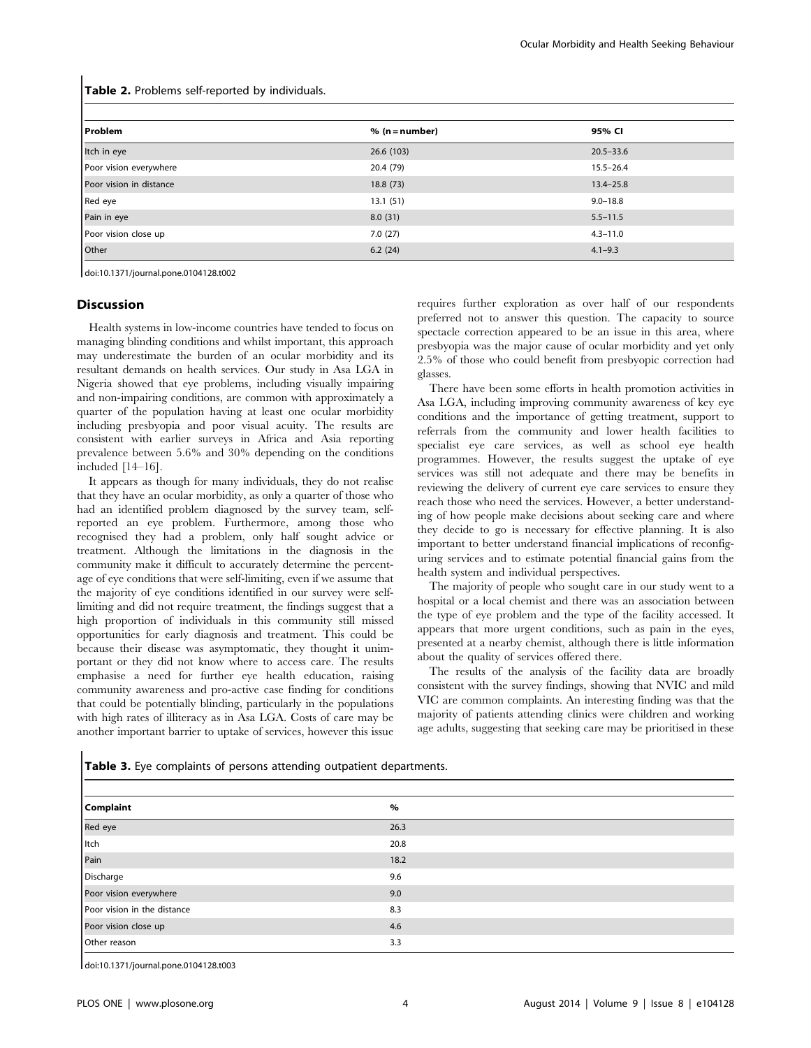**Table 2.** Problems self-reported by individuals.

| Problem | % (n = number) | 95% CI |
|---|---|---|
| Itch in eye | 26.6 (103) | 20.5–33.6 |
| Poor vision everywhere | 20.4 (79) | 15.5–26.4 |
| Poor vision in distance | 18.8 (73) | 13.4–25.8 |
| Red eye | 13.1 (51) | 9.0–18.8 |
| Pain in eye | 8.0 (31) | 5.5–11.5 |
| Poor vision close up | 7.0 (27) | 4.3–11.0 |
| Other | 6.2 (24) | 4.1–9.3 |

doi:10.1371/journal.pone.0104128.t002

## Discussion

Health systems in low-income countries have tended to focus on managing blinding conditions and whilst important, this approach may underestimate the burden of an ocular morbidity and its resultant demands on health services. Our study in Asa LGA in Nigeria showed that eye problems, including visually impairing and non-impairing conditions, are common with approximately a quarter of the population having at least one ocular morbidity including presbyopia and poor visual acuity. The results are consistent with earlier surveys in Africa and Asia reporting prevalence between 5.6% and 30% depending on the conditions included [14–16].

It appears as though for many individuals, they do not realise that they have an ocular morbidity, as only a quarter of those who had an identified problem diagnosed by the survey team, self-reported an eye problem. Furthermore, among those who recognised they had a problem, only half sought advice or treatment. Although the limitations in the diagnosis in the community make it difficult to accurately determine the percentage of eye conditions that were self-limiting, even if we assume that the majority of eye conditions identified in our survey were self-limiting and did not require treatment, the findings suggest that a high proportion of individuals in this community still missed opportunities for early diagnosis and treatment. This could be because their disease was asymptomatic, they thought it unimportant or they did not know where to access care. The results emphasise a need for further eye health education, raising community awareness and pro-active case finding for conditions that could be potentially blinding, particularly in the populations with high rates of illiteracy as in Asa LGA. Costs of care may be another important barrier to uptake of services, however this issue requires further exploration as over half of our respondents preferred not to answer this question. The capacity to source spectacle correction appeared to be an issue in this area, where presbyopia was the major cause of ocular morbidity and yet only 2.5% of those who could benefit from presbyopic correction had glasses.

There have been some efforts in health promotion activities in Asa LGA, including improving community awareness of key eye conditions and the importance of getting treatment, support to referrals from the community and lower health facilities to specialist eye care services, as well as school eye health programmes. However, the results suggest the uptake of eye services was still not adequate and there may be benefits in reviewing the delivery of current eye care services to ensure they reach those who need the services. However, a better understanding of how people make decisions about seeking care and where they decide to go is necessary for effective planning. It is also important to better understand financial implications of reconfiguring services and to estimate potential financial gains from the health system and individual perspectives.

The majority of people who sought care in our study went to a hospital or a local chemist and there was an association between the type of eye problem and the type of the facility accessed. It appears that more urgent conditions, such as pain in the eyes, presented at a nearby chemist, although there is little information about the quality of services offered there.

The results of the analysis of the facility data are broadly consistent with the survey findings, showing that NVIC and mild VIC are common complaints. An interesting finding was that the majority of patients attending clinics were children and working age adults, suggesting that seeking care may be prioritised in these

**Table 3.** Eye complaints of persons attending outpatient departments.

| Complaint | % |
|---|---|
| Red eye | 26.3 |
| Itch | 20.8 |
| Pain | 18.2 |
| Discharge | 9.6 |
| Poor vision everywhere | 9.0 |
| Poor vision in the distance | 8.3 |
| Poor vision close up | 4.6 |
| Other reason | 3.3 |

doi:10.1371/journal.pone.0104128.t003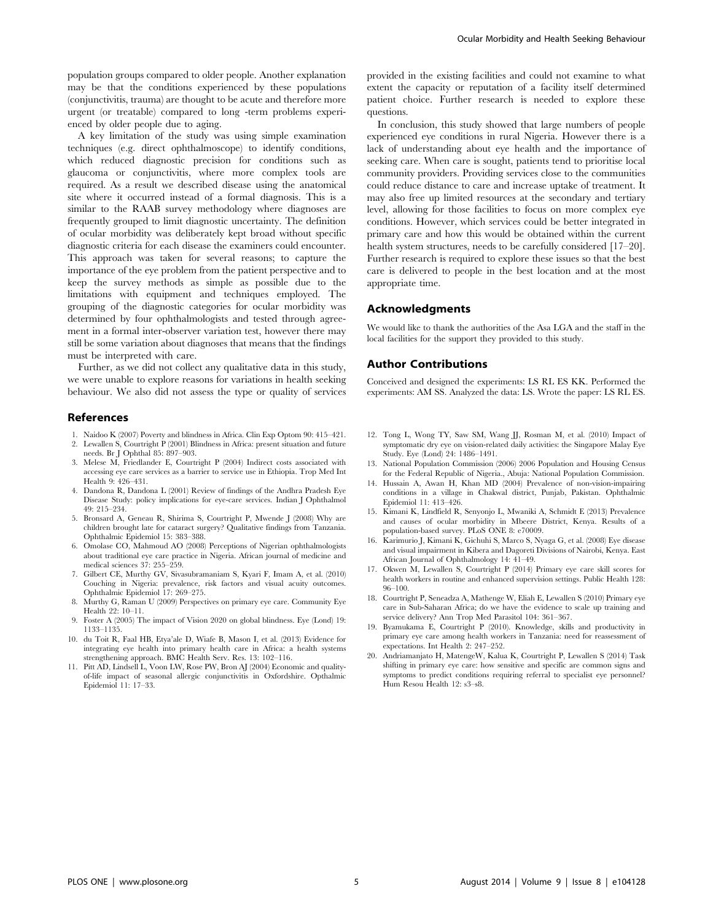population groups compared to older people. Another explanation may be that the conditions experienced by these populations (conjunctivitis, trauma) are thought to be acute and therefore more urgent (or treatable) compared to long -term problems experienced by older people due to aging.

A key limitation of the study was using simple examination techniques (e.g. direct ophthalmoscope) to identify conditions, which reduced diagnostic precision for conditions such as glaucoma or conjunctivitis, where more complex tools are required. As a result we described disease using the anatomical site where it occurred instead of a formal diagnosis. This is a similar to the RAAB survey methodology where diagnoses are frequently grouped to limit diagnostic uncertainty. The definition of ocular morbidity was deliberately kept broad without specific diagnostic criteria for each disease the examiners could encounter. This approach was taken for several reasons; to capture the importance of the eye problem from the patient perspective and to keep the survey methods as simple as possible due to the limitations with equipment and techniques employed. The grouping of the diagnostic categories for ocular morbidity was determined by four ophthalmologists and tested through agreement in a formal inter-observer variation test, however there may still be some variation about diagnoses that means that the findings must be interpreted with care.

Further, as we did not collect any qualitative data in this study, we were unable to explore reasons for variations in health seeking behaviour. We also did not assess the type or quality of services provided in the existing facilities and could not examine to what extent the capacity or reputation of a facility itself determined patient choice. Further research is needed to explore these questions.

In conclusion, this study showed that large numbers of people experienced eye conditions in rural Nigeria. However there is a lack of understanding about eye health and the importance of seeking care. When care is sought, patients tend to prioritise local community providers. Providing services close to the communities could reduce distance to care and increase uptake of treatment. It may also free up limited resources at the secondary and tertiary level, allowing for those facilities to focus on more complex eye conditions. However, which services could be better integrated in primary care and how this would be obtained within the current health system structures, needs to be carefully considered [17–20]. Further research is required to explore these issues so that the best care is delivered to people in the best location and at the most appropriate time.

## Acknowledgments

We would like to thank the authorities of the Asa LGA and the staff in the local facilities for the support they provided to this study.

## Author Contributions

Conceived and designed the experiments: LS RL ES KK. Performed the experiments: AM SS. Analyzed the data: LS. Wrote the paper: LS RL ES.

## References

1. Naidoo K (2007) Poverty and blindness in Africa. Clin Exp Optom 90: 415–421.
2. Lewallen S, Courtright P (2001) Blindness in Africa: present situation and future needs. Br J Ophthal 85: 897–903.
3. Melese M, Friedlander E, Courtright P (2004) Indirect costs associated with accessing eye care services as a barrier to service use in Ethiopia. Trop Med Int Health 9: 426–431.
4. Dandona R, Dandona L (2001) Review of findings of the Andhra Pradesh Eye Disease Study: policy implications for eye-care services. Indian J Ophthalmol 49: 215–234.
5. Bronsard A, Geneau R, Shirima S, Courtright P, Mwende J (2008) Why are children brought late for cataract surgery? Qualitative findings from Tanzania. Ophthalmic Epidemiol 15: 383–388.
6. Omolase CO, Mahmoud AO (2008) Perceptions of Nigerian ophthalmologists about traditional eye care practice in Nigeria. African journal of medicine and medical sciences 37: 255–259.
7. Gilbert CE, Murthy GV, Sivasubramaniam S, Kyari F, Imam A, et al. (2010) Couching in Nigeria: prevalence, risk factors and visual acuity outcomes. Ophthalmic Epidemiol 17: 269–275.
8. Murthy G, Raman U (2009) Perspectives on primary eye care. Community Eye Health 22: 10–11.
9. Foster A (2005) The impact of Vision 2020 on global blindness. Eye (Lond) 19: 1133–1135.
10. du Toit R, Faal HB, Etya'ale D, Wiafe B, Mason I, et al. (2013) Evidence for integrating eye health into primary health care in Africa: a health systems strengthening approach. BMC Health Serv. Res. 13: 102–116.
11. Pitt AD, Lindsell L, Voon LW, Rose PW, Bron AJ (2004) Economic and quality-of-life impact of seasonal allergic conjunctivitis in Oxfordshire. Opthalmic Epidemiol 11: 17–33.
12. Tong L, Wong TY, Saw SM, Wang JJ, Rosman M, et al. (2010) Impact of symptomatic dry eye on vision-related daily activities: the Singapore Malay Eye Study. Eye (Lond) 24: 1486–1491.
13. National Population Commission (2006) 2006 Population and Housing Census for the Federal Republic of Nigeria., Abuja: National Population Commission.
14. Hussain A, Awan H, Khan MD (2004) Prevalence of non-vision-impairing conditions in a village in Chakwal district, Punjab, Pakistan. Ophthalmic Epidemiol 11: 413–426.
15. Kimani K, Lindfield R, Senyonjo L, Mwaniki A, Schmidt E (2013) Prevalence and causes of ocular morbidity in Mbeere District, Kenya. Results of a population-based survey. PLoS ONE 8: e70009.
16. Karimurio J, Kimani K, Gichuhi S, Marco S, Nyaga G, et al. (2008) Eye disease and visual impairment in Kibera and Dagoreti Divisions of Nairobi, Kenya. East African Journal of Ophthalmology 14: 41–49.
17. Okwen M, Lewallen S, Courtright P (2014) Primary eye care skill scores for health workers in routine and enhanced supervision settings. Public Health 128: 96–100.
18. Courtright P, Seneadza A, Mathenge W, Eliah E, Lewallen S (2010) Primary eye care in Sub-Saharan Africa; do we have the evidence to scale up training and service delivery? Ann Trop Med Parasitol 104: 361–367.
19. Byamukama E, Courtright P (2010). Knowledge, skills and productivity in primary eye care among health workers in Tanzania: need for reassessment of expectations. Int Health 2: 247–252.
20. Andriamanjato H, MatengeW, Kalua K, Courtright P, Lewallen S (2014) Task shifting in primary eye care: how sensitive and specific are common signs and symptoms to predict conditions requiring referral to specialist eye personnel? Hum Resou Health 12: s3–s8.